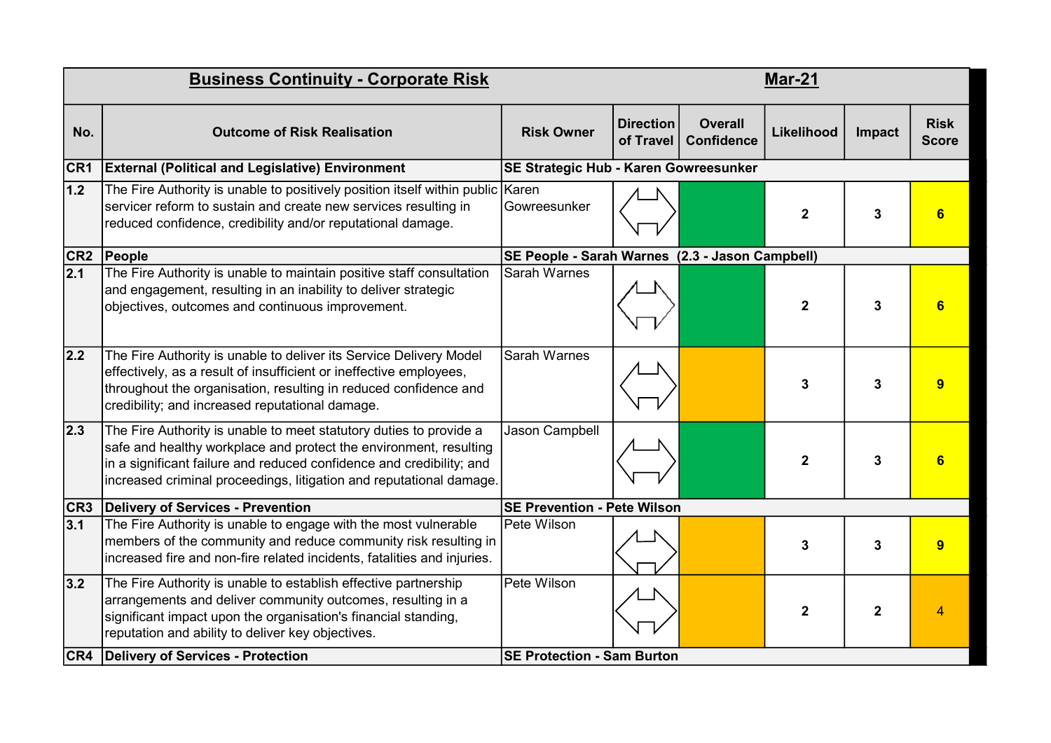| **Business Continuity - Corporate Risk** | | | | | **Mar-21** | | |
|---|---|---|---|---|---|---|---|
| **No.** | **Outcome of Risk Realisation** | **Risk Owner** | **Direction of Travel** | **Overall Confidence** | **Likelihood** | **Impact** | **Risk Score** |
| **CR1** | **External (Political and Legislative) Environment** | **SE Strategic Hub - Karen Gowreesunker** | | | | | |
| 1.2 | The Fire Authority is unable to positively position itself within public servicer reform to sustain and create new services resulting in reduced confidence, credibility and/or reputational damage. | Karen Gowreesunker | ⇔ | | 2 | 3 | 6 |
| **CR2** | **People** | **SE People - Sarah Warnes (2.3 - Jason Campbell)** | | | | | |
| 2.1 | The Fire Authority is unable to maintain positive staff consultation and engagement, resulting in an inability to deliver strategic objectives, outcomes and continuous improvement. | Sarah Warnes | ⇔ | | 2 | 3 | 6 |
| 2.2 | The Fire Authority is unable to deliver its Service Delivery Model effectively, as a result of insufficient or ineffective employees, throughout the organisation, resulting in reduced confidence and credibility; and increased reputational damage. | Sarah Warnes | ⇔ | | 3 | 3 | 9 |
| 2.3 | The Fire Authority is unable to meet statutory duties to provide a safe and healthy workplace and protect the environment, resulting in a significant failure and reduced confidence and credibility; and increased criminal proceedings, litigation and reputational damage. | Jason Campbell | ⇔ | | 2 | 3 | 6 |
| **CR3** | **Delivery of Services - Prevention** | **SE Prevention - Pete Wilson** | | | | | |
| 3.1 | The Fire Authority is unable to engage with the most vulnerable members of the community and reduce community risk resulting in increased fire and non-fire related incidents, fatalities and injuries. | Pete Wilson | ⇔ | | 3 | 3 | 9 |
| 3.2 | The Fire Authority is unable to establish effective partnership arrangements and deliver community outcomes, resulting in a significant impact upon the organisation's financial standing, reputation and ability to deliver key objectives. | Pete Wilson | ⇔ | | 2 | 2 | 4 |
| **CR4** | **Delivery of Services - Protection** | **SE Protection - Sam Burton** | | | | | |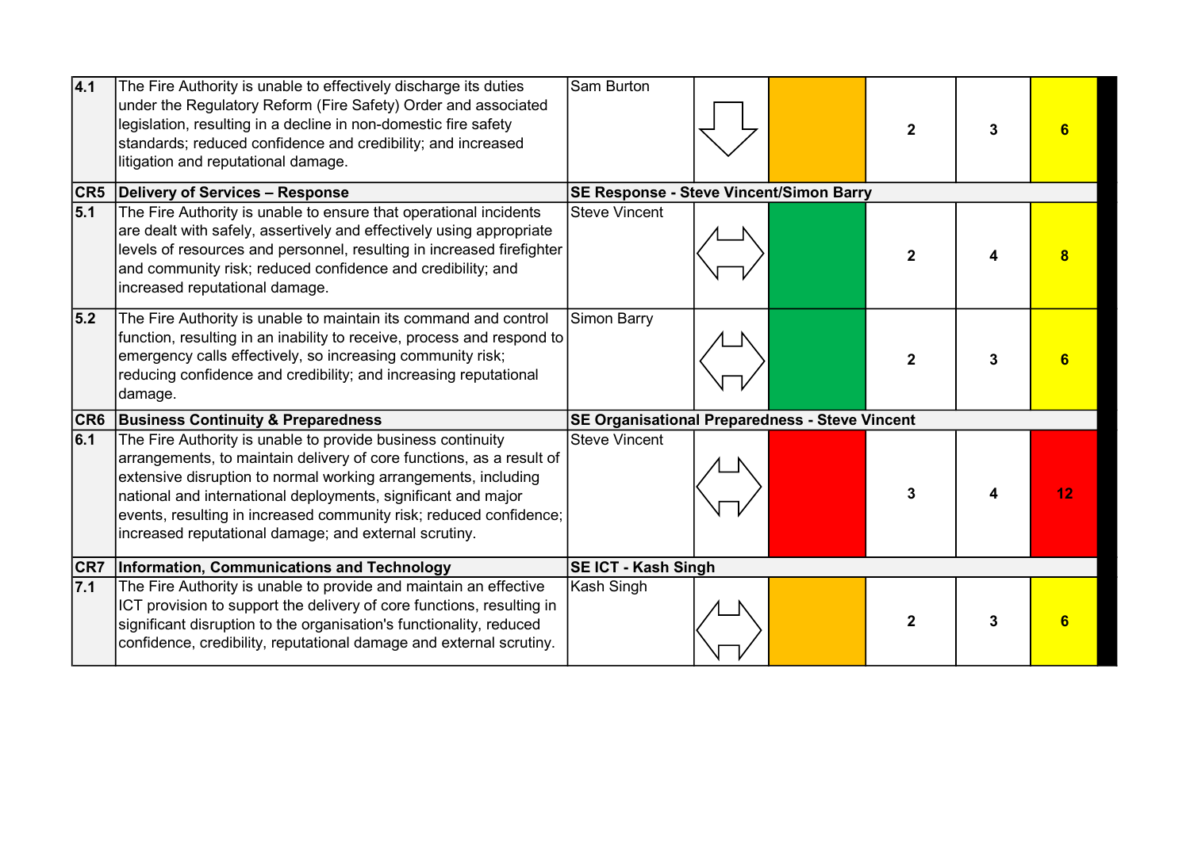| | | | | | | | |
|---|---|---|---|---|---|---|---|
| 4.1 | The Fire Authority is unable to effectively discharge its duties under the Regulatory Reform (Fire Safety) Order and associated legislation, resulting in a decline in non-domestic fire safety standards; reduced confidence and credibility; and increased litigation and reputational damage. | Sam Burton | ⇩ | | 2 | 3 | 6 |
| **CR5** | **Delivery of Services – Response** | **SE Response - Steve Vincent/Simon Barry** | | | | | |
| 5.1 | The Fire Authority is unable to ensure that operational incidents are dealt with safely, assertively and effectively using appropriate levels of resources and personnel, resulting in increased firefighter and community risk; reduced confidence and credibility; and increased reputational damage. | Steve Vincent | ⇔ | | 2 | 4 | 8 |
| 5.2 | The Fire Authority is unable to maintain its command and control function, resulting in an inability to receive, process and respond to emergency calls effectively, so increasing community risk; reducing confidence and credibility; and increasing reputational damage. | Simon Barry | ⇔ | | 2 | 3 | 6 |
| **CR6** | **Business Continuity & Preparedness** | **SE Organisational Preparedness - Steve Vincent** | | | | | |
| 6.1 | The Fire Authority is unable to provide business continuity arrangements, to maintain delivery of core functions, as a result of extensive disruption to normal working arrangements, including national and international deployments, significant and major events, resulting in increased community risk; reduced confidence; increased reputational damage; and external scrutiny. | Steve Vincent | ⇔ | | 3 | 4 | 12 |
| **CR7** | **Information, Communications and Technology** | **SE ICT - Kash Singh** | | | | | |
| 7.1 | The Fire Authority is unable to provide and maintain an effective ICT provision to support the delivery of core functions, resulting in significant disruption to the organisation's functionality, reduced confidence, credibility, reputational damage and external scrutiny. | Kash Singh | ⇔ | | 2 | 3 | 6 |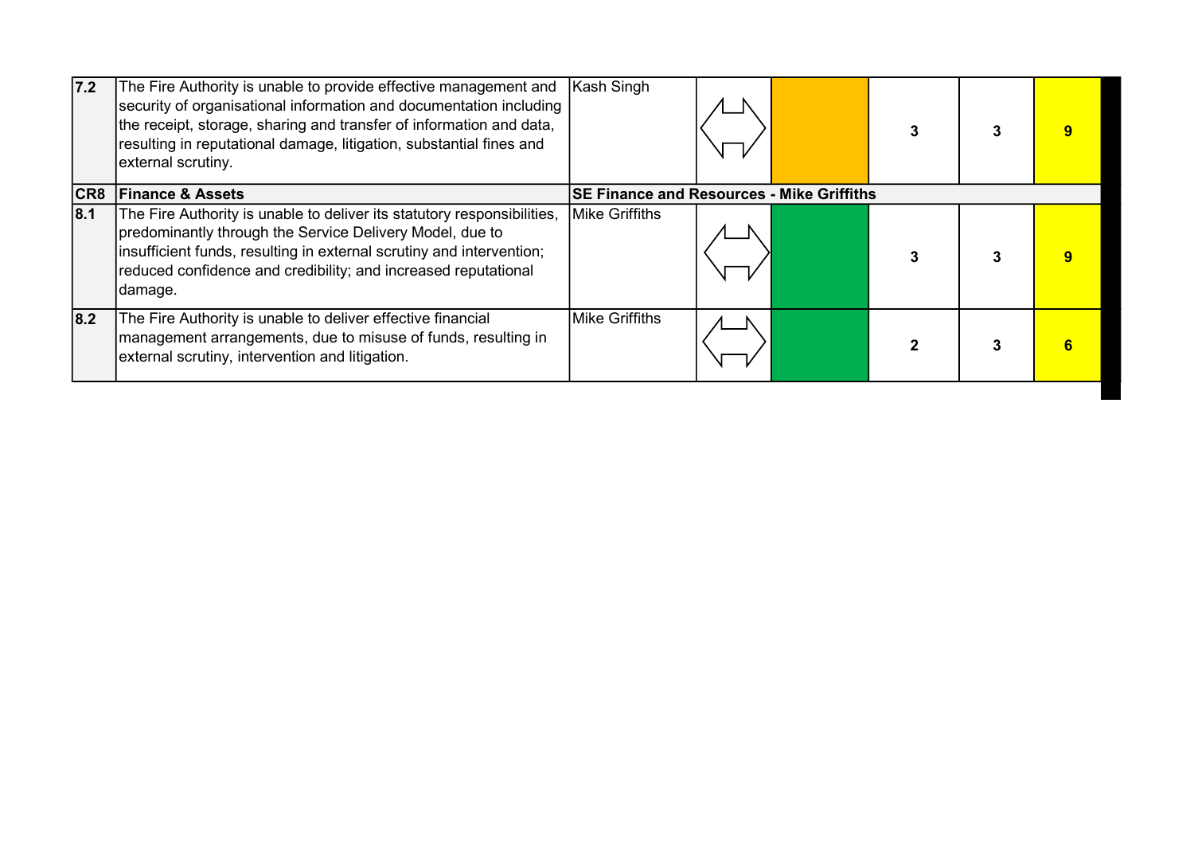| | | | | | | | |
|---|---|---|---|---|---|---|---|
| **7.2** | The Fire Authority is unable to provide effective management and security of organisational information and documentation including the receipt, storage, sharing and transfer of information and data, resulting in reputational damage, litigation, substantial fines and external scrutiny. | Kash Singh | | | **3** | **3** | **9** |
| **CR8** | **Finance & Assets** | **SE Finance and Resources - Mike Griffiths** | | | | | |
| **8.1** | The Fire Authority is unable to deliver its statutory responsibilities, predominantly through the Service Delivery Model, due to insufficient funds, resulting in external scrutiny and intervention; reduced confidence and credibility; and increased reputational damage. | Mike Griffiths | | | **3** | **3** | **9** |
| **8.2** | The Fire Authority is unable to deliver effective financial management arrangements, due to misuse of funds, resulting in external scrutiny, intervention and litigation. | Mike Griffiths | | | **2** | **3** | **6** |